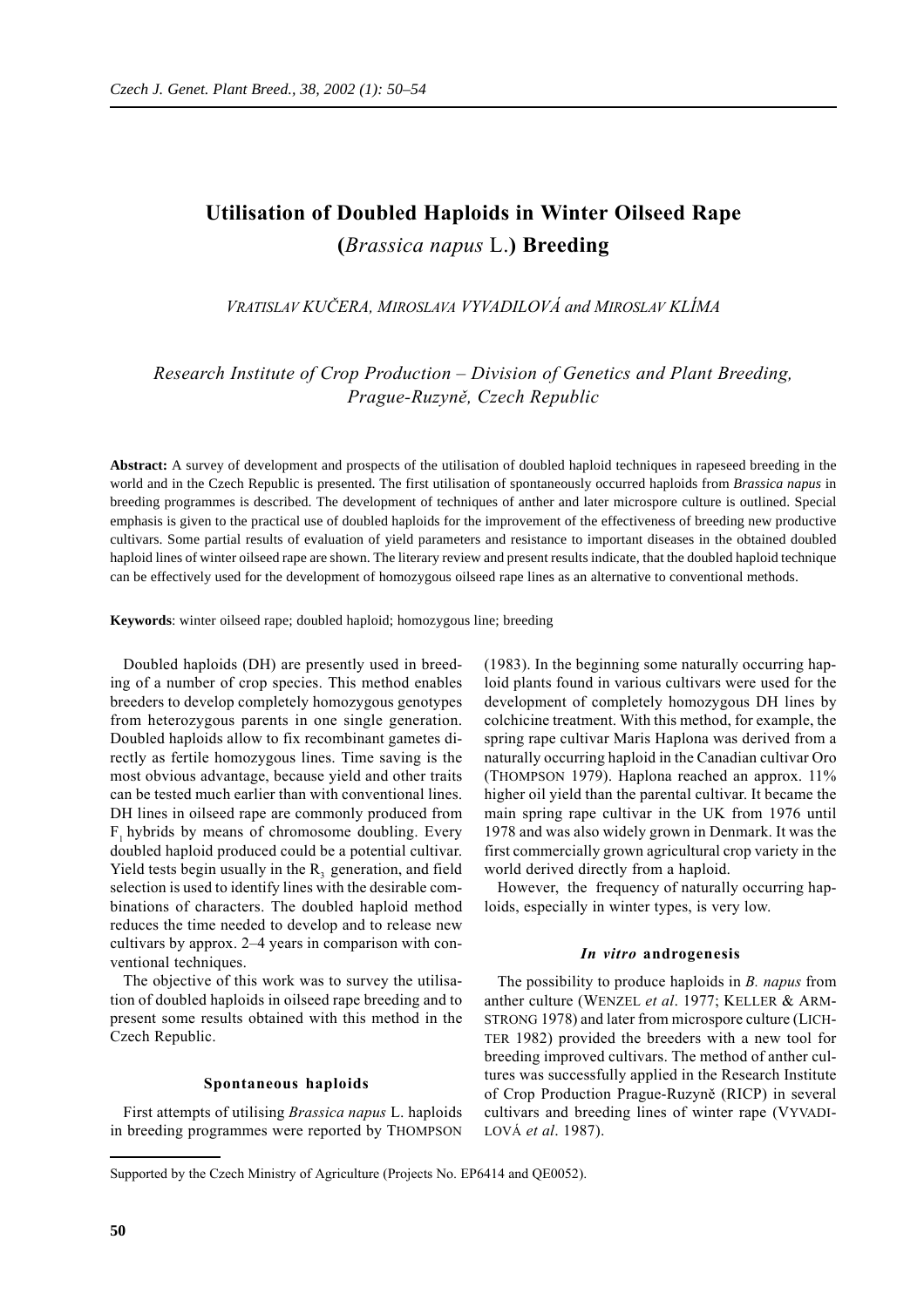# Utilisation of Doubled Haploids in Winter Oilseed Rape (*Brassica napus* L.) Breeding

*VRATISLAV KUČERA, MIROSLAVA VYVADILOVÁ and MIROSLAV KLÍMA*

*Research Institute of Crop Production – Division of Genetics and Plant Breeding, Prague-Ruzyně, Czech Republic*

**Abstract:** A survey of development and prospects of the utilisation of doubled haploid techniques in rapeseed breeding in the world and in the Czech Republic is presented. The first utilisation of spontaneously occurred haploids from *Brassica napus* in breeding programmes is described. The development of techniques of anther and later microspore culture is outlined. Special emphasis is given to the practical use of doubled haploids for the improvement of the effectiveness of breeding new productive cultivars. Some partial results of evaluation of yield parameters and resistance to important diseases in the obtained doubled haploid lines of winter oilseed rape are shown. The literary review and present results indicate, that the doubled haploid technique can be effectively used for the development of homozygous oilseed rape lines as an alternative to conventional methods.

**Keywords**: winter oilseed rape; doubled haploid; homozygous line; breeding

Doubled haploids (DH) are presently used in breeding of a number of crop species. This method enables breeders to develop completely homozygous genotypes from heterozygous parents in one single generation. Doubled haploids allow to fix recombinant gametes directly as fertile homozygous lines. Time saving is the most obvious advantage, because yield and other traits can be tested much earlier than with conventional lines. DH lines in oilseed rape are commonly produced from $F_1$ hybrids by means of chromosome doubling. Every doubled haploid produced could be a potential cultivar. Yield tests begin usually in the $R_3$ generation, and field selection is used to identify lines with the desirable combinations of characters. The doubled haploid method reduces the time needed to develop and to release new cultivars by approx. 2–4 years in comparison with conventional techniques.

The objective of this work was to survey the utilisation of doubled haploids in oilseed rape breeding and to present some results obtained with this method in the Czech Republic.

### Spontaneous haploids

First attempts of utilising *Brassica napus* L. haploids in breeding programmes were reported by THOMPSON (1983). In the beginning some naturally occurring haploid plants found in various cultivars were used for the development of completely homozygous DH lines by colchicine treatment. With this method, for example, the spring rape cultivar Maris Haplona was derived from a naturally occurring haploid in the Canadian cultivar Oro (THOMPSON 1979). Haplona reached an approx. 11% higher oil yield than the parental cultivar. It became the main spring rape cultivar in the UK from 1976 until 1978 and was also widely grown in Denmark. It was the first commercially grown agricultural crop variety in the world derived directly from a haploid.

However, the frequency of naturally occurring haploids, especially in winter types, is very low.

### *In vitro* androgenesis

The possibility to produce haploids in *B. napus* from anther culture (WENZEL *et al*. 1977; KELLER & ARMSTRONG 1978) and later from microspore culture (LICHTER 1982) provided the breeders with a new tool for breeding improved cultivars. The method of anther cultures was successfully applied in the Research Institute of Crop Production Prague-Ruzyně (RICP) in several cultivars and breeding lines of winter rape (VYVADILOVÁ *et al*. 1987).

Supported by the Czech Ministry of Agriculture (Projects No. EP6414 and QE0052).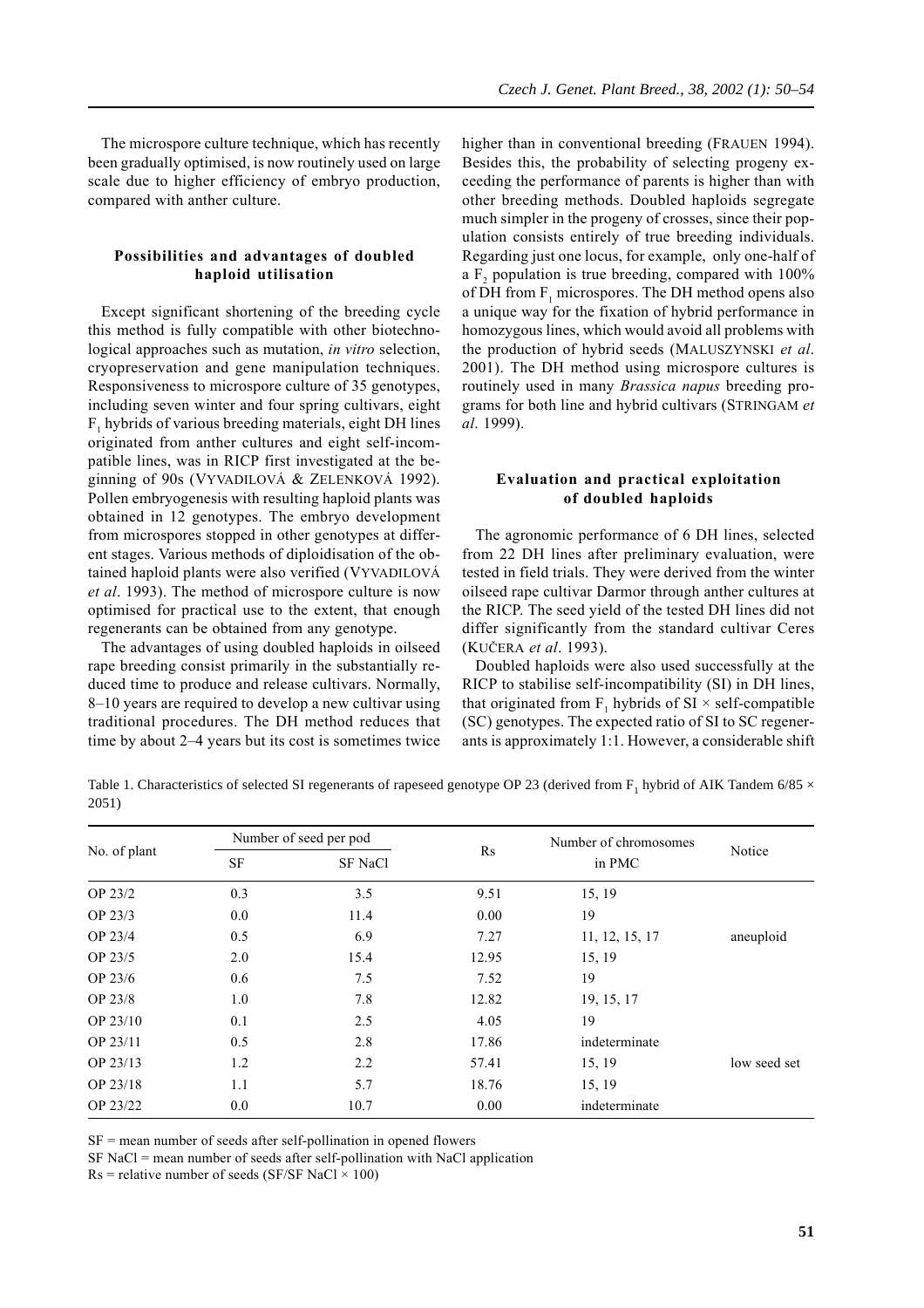The microspore culture technique, which has recently been gradually optimised, is now routinely used on large scale due to higher efficiency of embryo production, compared with anther culture.

### Possibilities and advantages of doubled haploid utilisation

Except significant shortening of the breeding cycle this method is fully compatible with other biotechnological approaches such as mutation, *in vitro* selection, cryopreservation and gene manipulation techniques. Responsiveness to microspore culture of 35 genotypes, including seven winter and four spring cultivars, eight $F_1$ hybrids of various breeding materials, eight DH lines originated from anther cultures and eight self-incompatible lines, was in RICP first investigated at the beginning of 90s (VYVADILOVÁ & ZELENKOVÁ 1992). Pollen embryogenesis with resulting haploid plants was obtained in 12 genotypes. The embryo development from microspores stopped in other genotypes at different stages. Various methods of diploidisation of the obtained haploid plants were also verified (VYVADILOVÁ *et al*. 1993). The method of microspore culture is now optimised for practical use to the extent, that enough regenerants can be obtained from any genotype.

The advantages of using doubled haploids in oilseed rape breeding consist primarily in the substantially reduced time to produce and release cultivars. Normally, 8–10 years are required to develop a new cultivar using traditional procedures. The DH method reduces that time by about 2–4 years but its cost is sometimes twice higher than in conventional breeding (FRAUEN 1994). Besides this, the probability of selecting progeny exceeding the performance of parents is higher than with other breeding methods. Doubled haploids segregate much simpler in the progeny of crosses, since their population consists entirely of true breeding individuals. Regarding just one locus, for example, only one-half of a $F_2$ population is true breeding, compared with 100% of DH from $F_1$ microspores. The DH method opens also a unique way for the fixation of hybrid performance in homozygous lines, which would avoid all problems with the production of hybrid seeds (MALUSZYNSKI *et al*. 2001). The DH method using microspore cultures is routinely used in many *Brassica napus* breeding programs for both line and hybrid cultivars (STRINGAM *et al*. 1999).

### Evaluation and practical exploitation of doubled haploids

The agronomic performance of 6 DH lines, selected from 22 DH lines after preliminary evaluation, were tested in field trials. They were derived from the winter oilseed rape cultivar Darmor through anther cultures at the RICP. The seed yield of the tested DH lines did not differ significantly from the standard cultivar Ceres (KUČERA *et al*. 1993).

Doubled haploids were also used successfully at the RICP to stabilise self-incompatibility (SI) in DH lines, that originated from $F_1$ hybrids of SI × self-compatible (SC) genotypes. The expected ratio of SI to SC regenerants is approximately 1:1. However, a considerable shift

Table 1. Characteristics of selected SI regenerants of rapeseed genotype OP 23 (derived from $F_1$ hybrid of AIK Tandem 6/85 × 2051)

| No. of plant | Number of seed per pod | | Rs | Number of chromosomes in PMC | Notice |
|---|---|---|---|---|---|
| | SF | SF NaCl | | | |
| OP 23/2 | 0.3 | 3.5 | 9.51 | 15, 19 | |
| OP 23/3 | 0.0 | 11.4 | 0.00 | 19 | |
| OP 23/4 | 0.5 | 6.9 | 7.27 | 11, 12, 15, 17 | aneuploid |
| OP 23/5 | 2.0 | 15.4 | 12.95 | 15, 19 | |
| OP 23/6 | 0.6 | 7.5 | 7.52 | 19 | |
| OP 23/8 | 1.0 | 7.8 | 12.82 | 19, 15, 17 | |
| OP 23/10 | 0.1 | 2.5 | 4.05 | 19 | |
| OP 23/11 | 0.5 | 2.8 | 17.86 | indeterminate | |
| OP 23/13 | 1.2 | 2.2 | 57.41 | 15, 19 | low seed set |
| OP 23/18 | 1.1 | 5.7 | 18.76 | 15, 19 | |
| OP 23/22 | 0.0 | 10.7 | 0.00 | indeterminate | |

SF = mean number of seeds after self-pollination in opened flowers

SF NaCl = mean number of seeds after self-pollination with NaCl application

Rs = relative number of seeds (SF/SF NaCl × 100)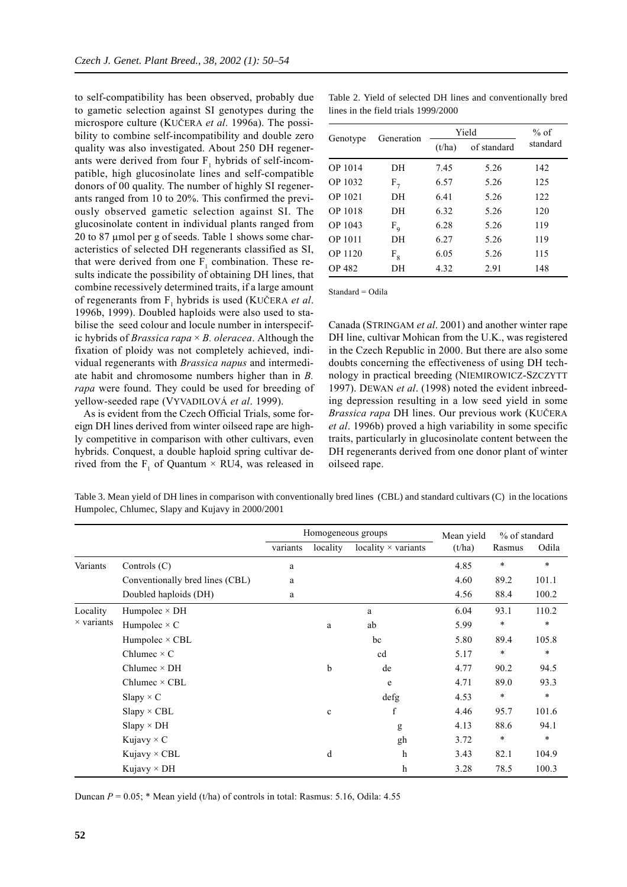to self-compatibility has been observed, probably due to gametic selection against SI genotypes during the microspore culture (KUČERA *et al*. 1996a). The possibility to combine self-incompatibility and double zero quality was also investigated. About 250 DH regenerants were derived from four $F_1$ hybrids of self-incompatible, high glucosinolate lines and self-compatible donors of 00 quality. The number of highly SI regenerants ranged from 10 to 20%. This confirmed the previously observed gametic selection against SI. The glucosinolate content in individual plants ranged from 20 to 87 µmol per g of seeds. Table 1 shows some characteristics of selected DH regenerants classified as SI, that were derived from one $F_1$ combination. These results indicate the possibility of obtaining DH lines, that combine recessively determined traits, if a large amount of regenerants from $F_1$ hybrids is used (KUČERA *et al*. 1996b, 1999). Doubled haploids were also used to stabilise the seed colour and locule number in interspecific hybrids of *Brassica rapa* × *B. oleracea*. Although the fixation of ploidy was not completely achieved, individual regenerants with *Brassica napus* and intermediate habit and chromosome numbers higher than in *B. rapa* were found. They could be used for breeding of yellow-seeded rape (VYVADILOVÁ *et al*. 1999).

As is evident from the Czech Official Trials, some foreign DH lines derived from winter oilseed rape are highly competitive in comparison with other cultivars, even hybrids. Conquest, a double haploid spring cultivar derived from the $F_1$ of Quantum × RU4, was released in Canada (STRINGAM *et al*. 2001) and another winter rape DH line, cultivar Mohican from the U.K., was registered in the Czech Republic in 2000. But there are also some doubts concerning the effectiveness of using DH technology in practical breeding (NIEMIROWICZ-SZCZYTT 1997). DEWAN *et al*. (1998) noted the evident inbreeding depression resulting in a low seed yield in some *Brassica rapa* DH lines. Our previous work (KUČERA *et al*. 1996b) proved a high variability in some specific traits, particularly in glucosinolate content between the DH regenerants derived from one donor plant of winter oilseed rape.

Table 2. Yield of selected DH lines and conventionally bred lines in the field trials 1999/2000

| Genotype | Generation | Yield (t/ha) | Yield of standard | % of standard |
|---|---|---|---|---|
| OP 1014 | DH | 7.45 | 5.26 | 142 |
| OP 1032 | $F_7$ | 6.57 | 5.26 | 125 |
| OP 1021 | DH | 6.41 | 5.26 | 122 |
| OP 1018 | DH | 6.32 | 5.26 | 120 |
| OP 1043 | $F_9$ | 6.28 | 5.26 | 119 |
| OP 1011 | DH | 6.27 | 5.26 | 119 |
| OP 1120 | $F_8$ | 6.05 | 5.26 | 115 |
| OP 482 | DH | 4.32 | 2.91 | 148 |

Standard = Odila

Table 3. Mean yield of DH lines in comparison with conventionally bred lines (CBL) and standard cultivars (C) in the locations Humpolec, Chlumec, Slapy and Kujavy in 2000/2001

| | | Homogeneous groups | | | Mean yield | % of standard | |
|---|---|---|---|---|---|---|---|
| | | variants | locality | locality × variants | (t/ha) | Rasmus | Odila |
| Variants | Controls (C) | a | | | 4.85 | * | * |
| | Conventionally bred lines (CBL) | a | | | 4.60 | 89.2 | 101.1 |
| | Doubled haploids (DH) | a | | | 4.56 | 88.4 | 100.2 |
| Locality × variants | Humpolec × DH | | | a | 6.04 | 93.1 | 110.2 |
| | Humpolec × C | | a | ab | 5.99 | * | * |
| | Humpolec × CBL | | | bc | 5.80 | 89.4 | 105.8 |
| | Chlumec × C | | | cd | 5.17 | * | * |
| | Chlumec × DH | | b | de | 4.77 | 90.2 | 94.5 |
| | Chlumec × CBL | | | e | 4.71 | 89.0 | 93.3 |
| | Slapy × C | | | defg | 4.53 | * | * |
| | Slapy × CBL | | c | f | 4.46 | 95.7 | 101.6 |
| | Slapy × DH | | | g | 4.13 | 88.6 | 94.1 |
| | Kujavy × C | | | gh | 3.72 | * | * |
| | Kujavy × CBL | | d | h | 3.43 | 82.1 | 104.9 |
| | Kujavy × DH | | | h | 3.28 | 78.5 | 100.3 |

Duncan $P = 0.05$; * Mean yield (t/ha) of controls in total: Rasmus: 5.16, Odila: 4.55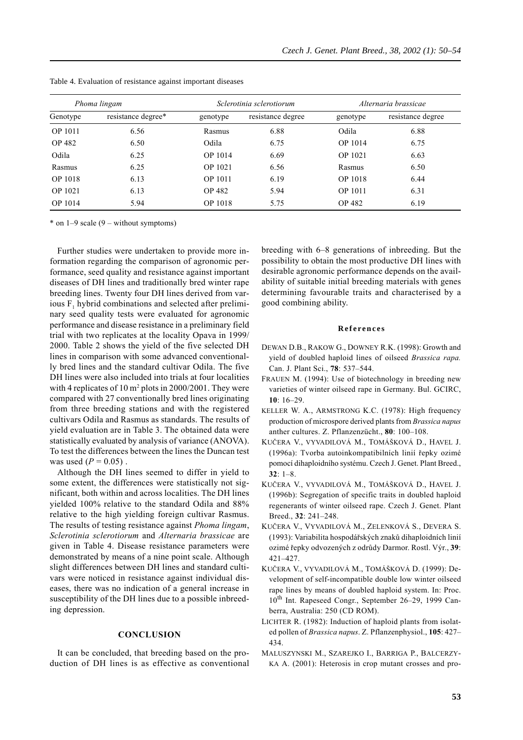Table 4. Evaluation of resistance against important diseases

| *Phoma lingam* | | *Sclerotinia sclerotiorum* | | *Alternaria brassicae* | |
|---|---|---|---|---|---|
| Genotype | resistance degree* | genotype | resistance degree | genotype | resistance degree |
| OP 1011 | 6.56 | Rasmus | 6.88 | Odila | 6.88 |
| OP 482 | 6.50 | Odila | 6.75 | OP 1014 | 6.75 |
| Odila | 6.25 | OP 1014 | 6.69 | OP 1021 | 6.63 |
| Rasmus | 6.25 | OP 1021 | 6.56 | Rasmus | 6.50 |
| OP 1018 | 6.13 | OP 1011 | 6.19 | OP 1018 | 6.44 |
| OP 1021 | 6.13 | OP 482 | 5.94 | OP 1011 | 6.31 |
| OP 1014 | 5.94 | OP 1018 | 5.75 | OP 482 | 6.19 |

\* on 1–9 scale (9 – without symptoms)

Further studies were undertaken to provide more information regarding the comparison of agronomic performance, seed quality and resistance against important diseases of DH lines and traditionally bred winter rape breeding lines. Twenty four DH lines derived from various $F_1$ hybrid combinations and selected after preliminary seed quality tests were evaluated for agronomic performance and disease resistance in a preliminary field trial with two replicates at the locality Opava in 1999/2000. Table 2 shows the yield of the five selected DH lines in comparison with some advanced conventionally bred lines and the standard cultivar Odila. The five DH lines were also included into trials at four localities with 4 replicates of 10 $m^2$ plots in 2000/2001. They were compared with 27 conventionally bred lines originating from three breeding stations and with the registered cultivars Odila and Rasmus as standards. The results of yield evaluation are in Table 3. The obtained data were statistically evaluated by analysis of variance (ANOVA). To test the differences between the lines the Duncan test was used ($P = 0.05$) .

Although the DH lines seemed to differ in yield to some extent, the differences were statistically not significant, both within and across localities. The DH lines yielded 100% relative to the standard Odila and 88% relative to the high yielding foreign cultivar Rasmus. The results of testing resistance against *Phoma lingam*, *Sclerotinia sclerotiorum* and *Alternaria brassicae* are given in Table 4. Disease resistance parameters were demonstrated by means of a nine point scale. Although slight differences between DH lines and standard cultivars were noticed in resistance against individual diseases, there was no indication of a general increase in susceptibility of the DH lines due to a possible inbreeding depression.

## CONCLUSION

It can be concluded, that breeding based on the production of DH lines is as effective as conventional breeding with 6–8 generations of inbreeding. But the possibility to obtain the most productive DH lines with desirable agronomic performance depends on the availability of suitable initial breeding materials with genes determining favourable traits and characterised by a good combining ability.

## References

DEWAN D.B., RAKOW G., DOWNEY R.K. (1998): Growth and yield of doubled haploid lines of oilseed *Brassica rapa.* Can. J. Plant Sci., **78**: 537–544.

FRAUEN M. (1994): Use of biotechnology in breeding new varieties of winter oilseed rape in Germany. Bul. GCIRC, **10**: 16–29.

KELLER W. A., ARMSTRONG K.C. (1978): High frequency production of microspore derived plants from *Brassica napus* anther cultures. Z. Pflanzenzücht., **80**: 100–108.

KUČERA V., VYVADILOVÁ M., TOMÁŠKOVÁ D., HAVEL J. (1996a): Tvorba autoinkompatibilních linií řepky ozimé pomocí dihaploidního systému. Czech J. Genet. Plant Breed., **32**: 1–8.

KUČERA V., VYVADILOVÁ M., TOMÁŠKOVÁ D., HAVEL J. (1996b): Segregation of specific traits in doubled haploid regenerants of winter oilseed rape. Czech J. Genet. Plant Breed., **32**: 241–248.

KUČERA V., VYVADILOVÁ M., ZELENKOVÁ S., DEVERA S. (1993): Variabilita hospodářských znaků dihaploidních linií ozimé řepky odvozených z odrůdy Darmor. Rostl. Výr., **39**: 421–427.

KUČERA V., VYVADILOVÁ M., TOMÁŠKOVÁ D. (1999): Development of self-incompatible double low winter oilseed rape lines by means of doubled haploid system. In: Proc. 10th Int. Rapeseed Congr., September 26–29, 1999 Canberra, Australia: 250 (CD ROM).

LICHTER R. (1982): Induction of haploid plants from isolated pollen of *Brassica napus*. Z. Pflanzenphysiol., **105**: 427–434.

MALUSZYNSKI M., SZAREJKO I., BARRIGA P., BALCERZYKA A. (2001): Heterosis in crop mutant crosses and pro-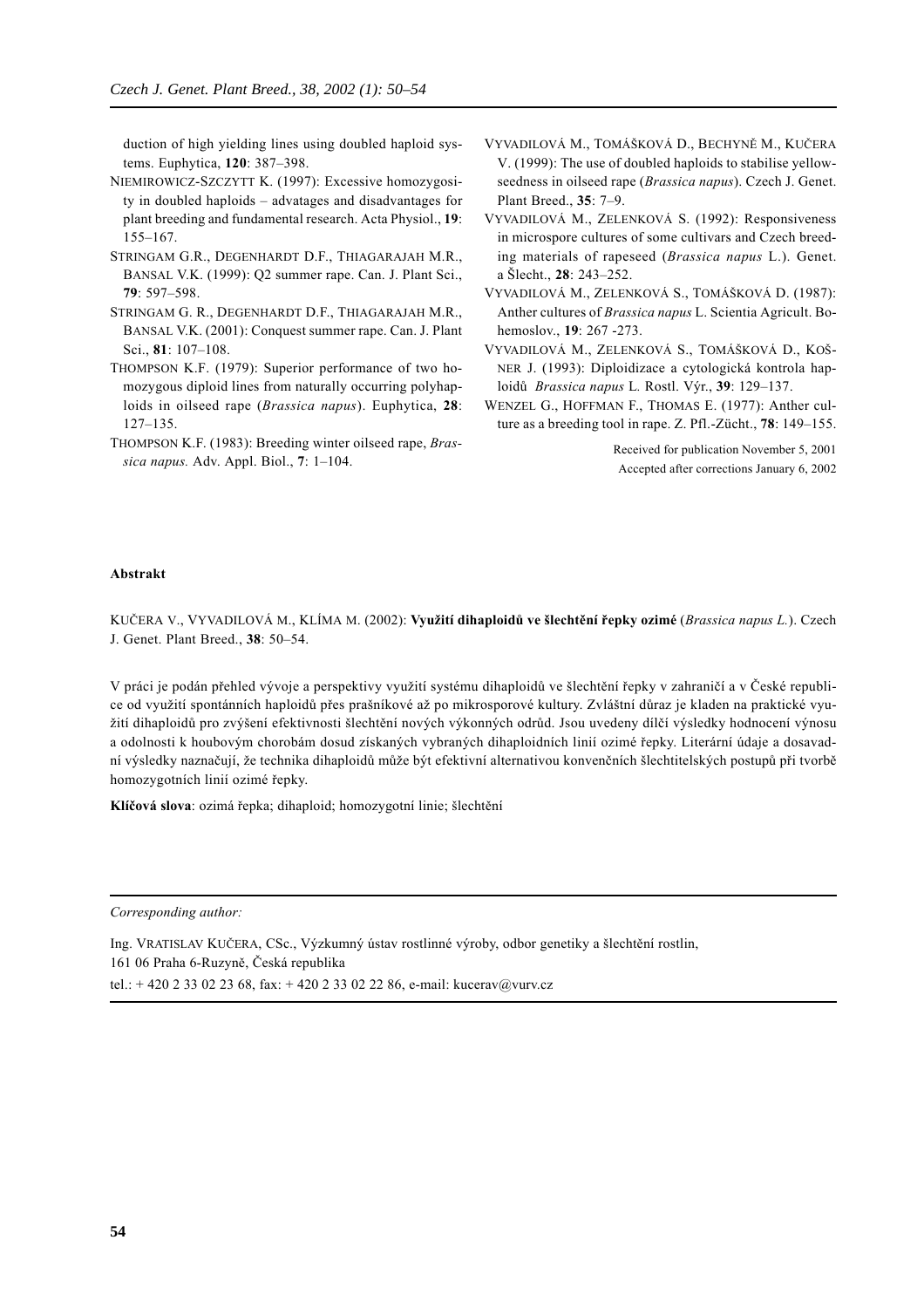duction of high yielding lines using doubled haploid systems. Euphytica, **120**: 387–398.

NIEMIROWICZ-SZCZYTT K. (1997): Excessive homozygosity in doubled haploids – advatages and disadvantages for plant breeding and fundamental research. Acta Physiol., **19**: 155–167.

STRINGAM G.R., DEGENHARDT D.F., THIAGARAJAH M.R., BANSAL V.K. (1999): Q2 summer rape. Can. J. Plant Sci., **79**: 597–598.

STRINGAM G. R., DEGENHARDT D.F., THIAGARAJAH M.R., BANSAL V.K. (2001): Conquest summer rape. Can. J. Plant Sci., **81**: 107–108.

THOMPSON K.F. (1979): Superior performance of two homozygous diploid lines from naturally occurring polyhaploids in oilseed rape (*Brassica napus*). Euphytica, **28**: 127–135.

THOMPSON K.F. (1983): Breeding winter oilseed rape, *Brassica napus.* Adv. Appl. Biol., **7**: 1–104.

VYVADILOVÁ M., TOMÁŠKOVÁ D., BECHYNĚ M., KUČERA V. (1999): The use of doubled haploids to stabilise yellow-seedness in oilseed rape (*Brassica napus*). Czech J. Genet. Plant Breed., **35**: 7–9.

VYVADILOVÁ M., ZELENKOVÁ S. (1992): Responsiveness in microspore cultures of some cultivars and Czech breeding materials of rapeseed (*Brassica napus* L.). Genet. a Šlecht., **28**: 243–252.

VYVADILOVÁ M., ZELENKOVÁ S., TOMÁŠKOVÁ D. (1987): Anther cultures of *Brassica napus* L. Scientia Agricult. Bohemoslov., **19**: 267 -273.

VYVADILOVÁ M., ZELENKOVÁ S., TOMÁŠKOVÁ D., KOŠNER J. (1993): Diploidizace a cytologická kontrola haploidů *Brassica napus* L. Rostl. Výr., **39**: 129–137.

WENZEL G., HOFFMAN F., THOMAS E. (1977): Anther culture as a breeding tool in rape. Z. Pfl.-Zücht., **78**: 149–155.

Received for publication November 5, 2001
Accepted after corrections January 6, 2002

## Abstrakt

KUČERA V., VYVADILOVÁ M., KLÍMA M. (2002): **Využití dihaploidů ve šlechtění řepky ozimé** (*Brassica napus L.*). Czech J. Genet. Plant Breed., **38**: 50–54.

V práci je podán přehled vývoje a perspektivy využití systému dihaploidů ve šlechtění řepky v zahraničí a v České republice od využití spontánních haploidů přes prašníkové až po mikrosporové kultury. Zvláštní důraz je kladen na praktické využití dihaploidů pro zvýšení efektivnosti šlechtění nových výkonných odrůd. Jsou uvedeny dílčí výsledky hodnocení výnosu a odolnosti k houbovým chorobám dosud získaných vybraných dihaploidních linií ozimé řepky. Literární údaje a dosavadní výsledky naznačují, že technika dihaploidů může být efektivní alternativou konvenčních šlechtitelských postupů při tvorbě homozygotních linií ozimé řepky.

**Klíčová slova**: ozimá řepka; dihaploid; homozygotní linie; šlechtění

*Corresponding author:*

Ing. VRATISLAV KUČERA, CSc., Výzkumný ústav rostlinné výroby, odbor genetiky a šlechtění rostlin, 161 06 Praha 6-Ruzyně, Česká republika
tel.: + 420 2 33 02 23 68, fax: + 420 2 33 02 22 86, e-mail: kucerav@vurv.cz